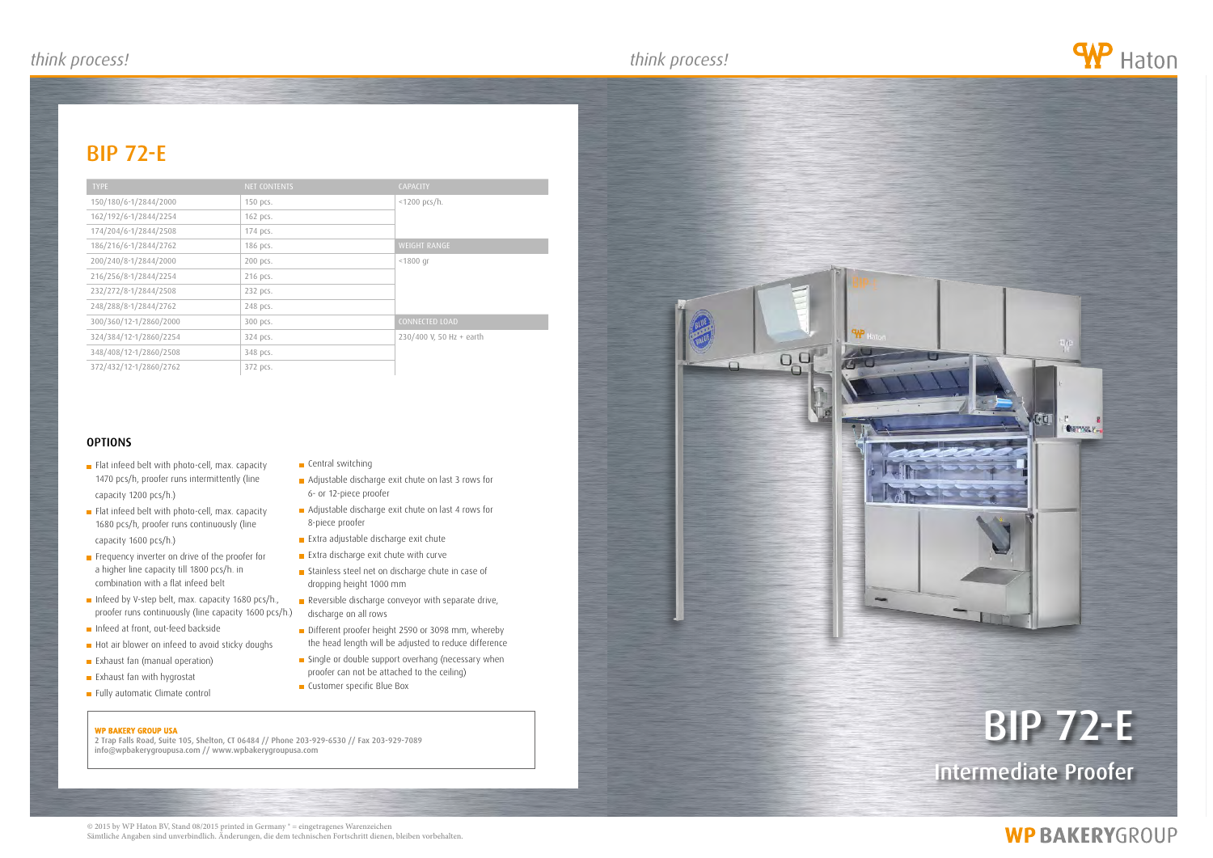# BIP 72-E

| TYPE | NET CONTENTS | CAPACITY |
|---|---|---|
| 150/180/6-1/2844/2000 | 150 pcs. | <1200 pcs/h. |
| 162/192/6-1/2844/2254 | 162 pcs. | |
| 174/204/6-1/2844/2508 | 174 pcs. | |
| 186/216/6-1/2844/2762 | 186 pcs. | WEIGHT RANGE |
| 200/240/8-1/2844/2000 | 200 pcs. | <1800 gr |
| 216/256/8-1/2844/2254 | 216 pcs. | |
| 232/272/8-1/2844/2508 | 232 pcs. | |
| 248/288/8-1/2844/2762 | 248 pcs. | |
| 300/360/12-1/2860/2000 | 300 pcs. | CONNECTED LOAD |
| 324/384/12-1/2860/2254 | 324 pcs. | 230/400 V, 50 Hz + earth |
| 348/408/12-1/2860/2508 | 348 pcs. | |
| 372/432/12-1/2860/2762 | 372 pcs. | |

## OPTIONS

- Flat infeed belt with photo-cell, max. capacity 1470 pcs/h, proofer runs intermittently (line capacity 1200 pcs/h.)
- Flat infeed belt with photo-cell, max. capacity 1680 pcs/h, proofer runs continuously (line capacity 1600 pcs/h.)
- Frequency inverter on drive of the proofer for a higher line capacity till 1800 pcs/h. in combination with a flat infeed belt
- Infeed by V-step belt, max. capacity 1680 pcs/h., proofer runs continuously (line capacity 1600 pcs/h.)
- Infeed at front, out-feed backside
- Hot air blower on infeed to avoid sticky doughs
- Exhaust fan (manual operation)
- Exhaust fan with hygrostat
- Fully automatic Climate control
- Central switching
- Adjustable discharge exit chute on last 3 rows for 6- or 12-piece proofer
- Adjustable discharge exit chute on last 4 rows for 8-piece proofer
- Extra adjustable discharge exit chute
- Extra discharge exit chute with curve
- Stainless steel net on discharge chute in case of dropping height 1000 mm
- Reversible discharge conveyor with separate drive, discharge on all rows
- Different proofer height 2590 or 3098 mm, whereby the head length will be adjusted to reduce difference
- Single or double support overhang (necessary when proofer can not be attached to the ceiling)
- Customer specific Blue Box

**WP BAKERY GROUP USA**
2 Trap Falls Road, Suite 105, Shelton, CT 06484 // Phone 203-929-6530 // Fax 203-929-7089
info@wpbakerygroupusa.com // www.wpbakerygroupusa.com

# BIP 72-E

## Intermediate Proofer

© 2015 by WP Haton BV, Stand 08/2015 printed in Germany ® = eingetragenes Warenzeichen
Sämtliche Angaben sind unverbindlich. Änderungen, die dem technischen Fortschritt dienen, bleiben vorbehalten.

WP BAKERYGROUP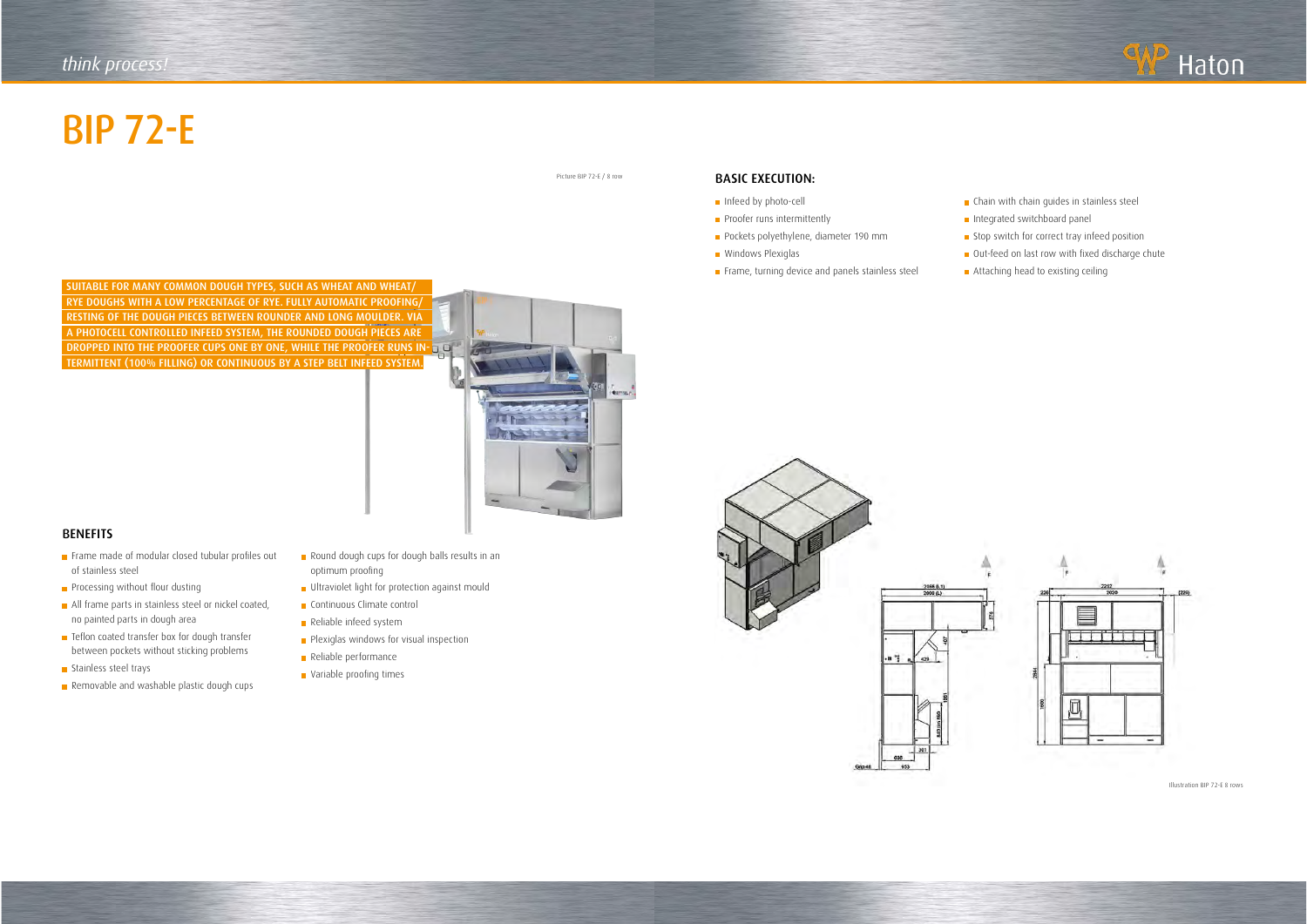# BIP 72-E

Picture BIP 72-E / 8 row

SUITABLE FOR MANY COMMON DOUGH TYPES, SUCH AS WHEAT AND WHEAT/RYE DOUGHS WITH A LOW PERCENTAGE OF RYE. FULLY AUTOMATIC PROOFING/RESTING OF THE DOUGH PIECES BETWEEN ROUNDER AND LONG MOULDER. VIA A PHOTOCELL CONTROLLED INFEED SYSTEM, THE ROUNDED DOUGH PIECES ARE DROPPED INTO THE PROOFER CUPS ONE BY ONE, WHILE THE PROOFER RUNS INTERMITTENT (100% FILLING) OR CONTINUOUS BY A STEP BELT INFEED SYSTEM.

## BENEFITS

- Frame made of modular closed tubular profiles out of stainless steel
- Processing without flour dusting
- All frame parts in stainless steel or nickel coated, no painted parts in dough area
- Teflon coated transfer box for dough transfer between pockets without sticking problems
- Stainless steel trays
- Removable and washable plastic dough cups
- Round dough cups for dough balls results in an optimum proofing
- Ultraviolet light for protection against mould
- Continuous Climate control
- Reliable infeed system
- Plexiglas windows for visual inspection
- Reliable performance
- Variable proofing times

## BASIC EXECUTION:

- Infeed by photo-cell
- Proofer runs intermittently
- Pockets polyethylene, diameter 190 mm
- Windows Plexiglas
- Frame, turning device and panels stainless steel
- Chain with chain guides in stainless steel
- Integrated switchboard panel
- Stop switch for correct tray infeed position
- Out-feed on last row with fixed discharge chute
- Attaching head to existing ceiling

Illustration BIP 72-E 8 rows